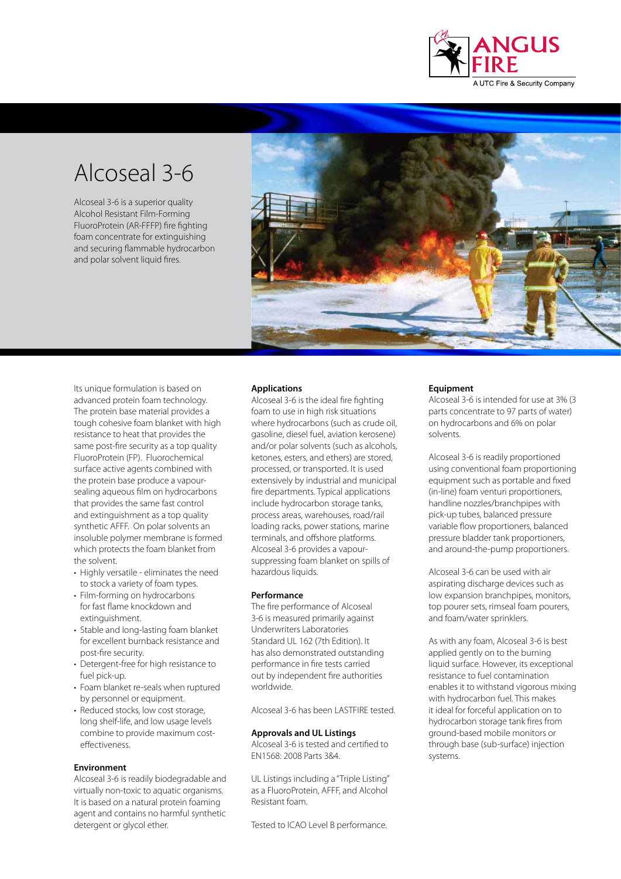# Alcoseal 3-6

Alcoseal 3-6 is a superior quality Alcohol Resistant Film-Forming FluoroProtein (AR-FFFP) fire fighting foam concentrate for extinguishing and securing flammable hydrocarbon and polar solvent liquid fires.

Its unique formulation is based on advanced protein foam technology. The protein base material provides a tough cohesive foam blanket with high resistance to heat that provides the same post-fire security as a top quality FluoroProtein (FP). Fluorochemical surface active agents combined with the protein base produce a vapour-sealing aqueous film on hydrocarbons that provides the same fast control and extinguishment as a top quality synthetic AFFF. On polar solvents an insoluble polymer membrane is formed which protects the foam blanket from the solvent.

- Highly versatile - eliminates the need to stock a variety of foam types.
- Film-forming on hydrocarbons for fast flame knockdown and extinguishment.
- Stable and long-lasting foam blanket for excellent burnback resistance and post-fire security.
- Detergent-free for high resistance to fuel pick-up.
- Foam blanket re-seals when ruptured by personnel or equipment.
- Reduced stocks, low cost storage, long shelf-life, and low usage levels combine to provide maximum cost-effectiveness.

**Environment**

Alcoseal 3-6 is readily biodegradable and virtually non-toxic to aquatic organisms. It is based on a natural protein foaming agent and contains no harmful synthetic detergent or glycol ether.

**Applications**

Alcoseal 3-6 is the ideal fire fighting foam to use in high risk situations where hydrocarbons (such as crude oil, gasoline, diesel fuel, aviation kerosene) and/or polar solvents (such as alcohols, ketones, esters, and ethers) are stored, processed, or transported. It is used extensively by industrial and municipal fire departments. Typical applications include hydrocarbon storage tanks, process areas, warehouses, road/rail loading racks, power stations, marine terminals, and offshore platforms. Alcoseal 3-6 provides a vapour-suppressing foam blanket on spills of hazardous liquids.

**Performance**

The fire performance of Alcoseal 3-6 is measured primarily against Underwriters Laboratories Standard UL 162 (7th Edition). It has also demonstrated outstanding performance in fire tests carried out by independent fire authorities worldwide.

Alcoseal 3-6 has been LASTFIRE tested.

**Approvals and UL Listings**

Alcoseal 3-6 is tested and certified to EN1568: 2008 Parts 3&4.

UL Listings including a "Triple Listing" as a FluoroProtein, AFFF, and Alcohol Resistant foam.

Tested to ICAO Level B performance.

**Equipment**

Alcoseal 3-6 is intended for use at 3% (3 parts concentrate to 97 parts of water) on hydrocarbons and 6% on polar solvents.

Alcoseal 3-6 is readily proportioned using conventional foam proportioning equipment such as portable and fixed (in-line) foam venturi proportioners, handline nozzles/branchpipes with pick-up tubes, balanced pressure variable flow proportioners, balanced pressure bladder tank proportioners, and around-the-pump proportioners.

Alcoseal 3-6 can be used with air aspirating discharge devices such as low expansion branchpipes, monitors, top pourer sets, rimseal foam pourers, and foam/water sprinklers.

As with any foam, Alcoseal 3-6 is best applied gently on to the burning liquid surface. However, its exceptional resistance to fuel contamination enables it to withstand vigorous mixing with hydrocarbon fuel. This makes it ideal for forceful application on to hydrocarbon storage tank fires from ground-based mobile monitors or through base (sub-surface) injection systems.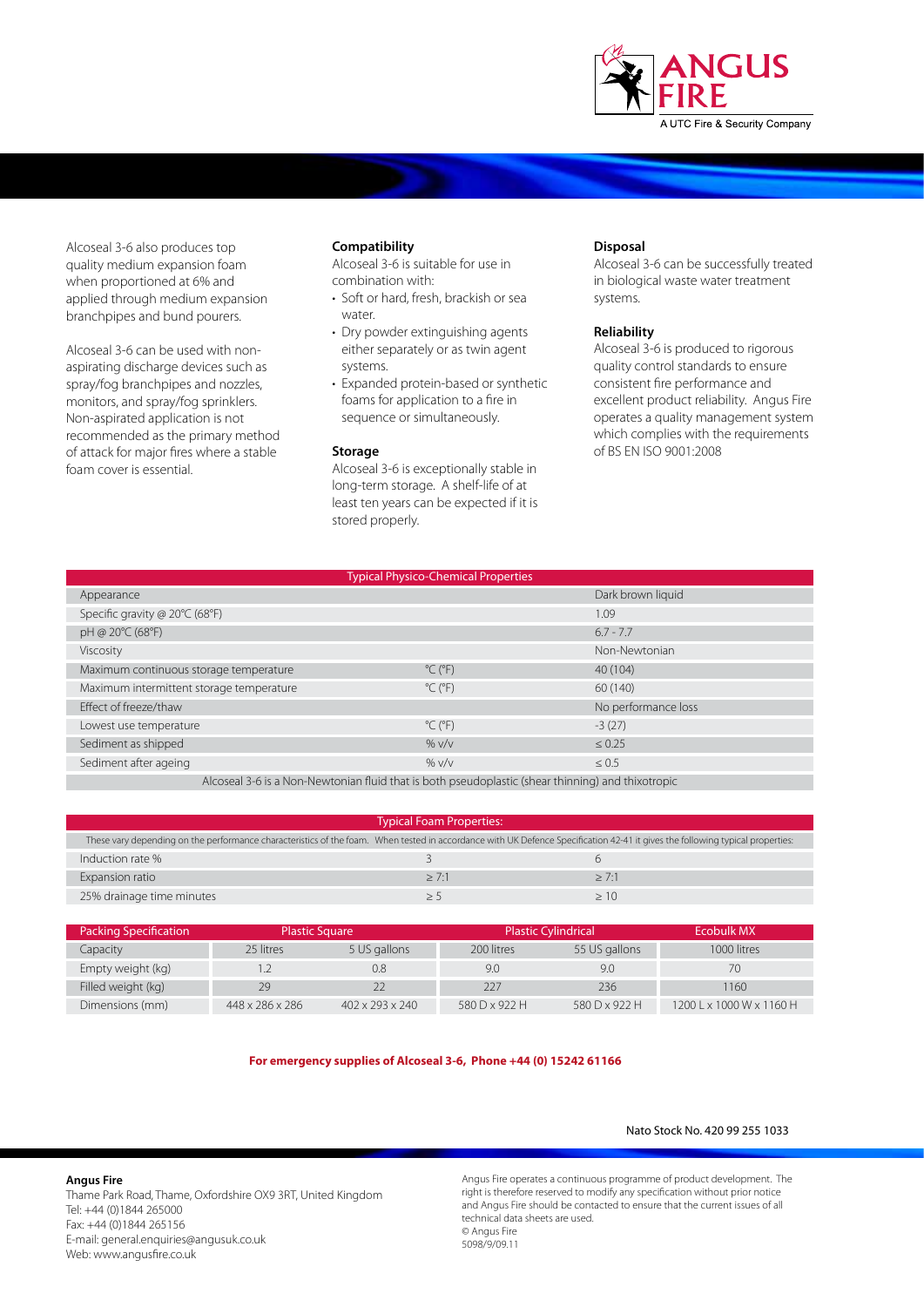Alcoseal 3-6 also produces top quality medium expansion foam when proportioned at 6% and applied through medium expansion branchpipes and bund pourers.

Alcoseal 3-6 can be used with non-aspirating discharge devices such as spray/fog branchpipes and nozzles, monitors, and spray/fog sprinklers. Non-aspirated application is not recommended as the primary method of attack for major fires where a stable foam cover is essential.

**Compatibility**

Alcoseal 3-6 is suitable for use in combination with:

- Soft or hard, fresh, brackish or sea water.
- Dry powder extinguishing agents either separately or as twin agent systems.
- Expanded protein-based or synthetic foams for application to a fire in sequence or simultaneously.

**Storage**

Alcoseal 3-6 is exceptionally stable in long-term storage. A shelf-life of at least ten years can be expected if it is stored properly.

**Disposal**

Alcoseal 3-6 can be successfully treated in biological waste water treatment systems.

**Reliability**

Alcoseal 3-6 is produced to rigorous quality control standards to ensure consistent fire performance and excellent product reliability. Angus Fire operates a quality management system which complies with the requirements of BS EN ISO 9001:2008

| Typical Physico-Chemical Properties | | |
|---|---|---|
| Appearance | | Dark brown liquid |
| Specific gravity @ 20°C (68°F) | | 1.09 |
| pH @ 20°C (68°F) | | 6.7 - 7.7 |
| Viscosity | | Non-Newtonian |
| Maximum continuous storage temperature | °C (°F) | 40 (104) |
| Maximum intermittent storage temperature | °C (°F) | 60 (140) |
| Effect of freeze/thaw | | No performance loss |
| Lowest use temperature | °C (°F) | -3 (27) |
| Sediment as shipped | % v/v | ≤ 0.25 |
| Sediment after ageing | % v/v | ≤ 0.5 |
| Alcoseal 3-6 is a Non-Newtonian fluid that is both pseudoplastic (shear thinning) and thixotropic | | |

| Typical Foam Properties: | | |
|---|---|---|
| These vary depending on the performance characteristics of the foam. When tested in accordance with UK Defence Specification 42-41 it gives the following typical properties: | | |
| Induction rate % | 3 | 6 |
| Expansion ratio | ≥ 7:1 | ≥ 7:1 |
| 25% drainage time minutes | ≥ 5 | ≥ 10 |

| Packing Specification | Plastic Square | | Plastic Cylindrical | | Ecobulk MX |
|---|---|---|---|---|---|
| Capacity | 25 litres | 5 US gallons | 200 litres | 55 US gallons | 1000 litres |
| Empty weight (kg) | 1.2 | 0.8 | 9.0 | 9.0 | 70 |
| Filled weight (kg) | 29 | 22 | 227 | 236 | 1160 |
| Dimensions (mm) | 448 x 286 x 286 | 402 x 293 x 240 | 580 D x 922 H | 580 D x 922 H | 1200 L x 1000 W x 1160 H |

**For emergency supplies of Alcoseal 3-6, Phone +44 (0) 15242 61166**

Nato Stock No. 420 99 255 1033

**Angus Fire**
Thame Park Road, Thame, Oxfordshire OX9 3RT, United Kingdom
Tel: +44 (0)1844 265000
Fax: +44 (0)1844 265156
E-mail: general.enquiries@angusuk.co.uk
Web: www.angusfire.co.uk

Angus Fire operates a continuous programme of product development. The right is therefore reserved to modify any specification without prior notice and Angus Fire should be contacted to ensure that the current issues of all technical data sheets are used.
© Angus Fire
5098/9/09.11